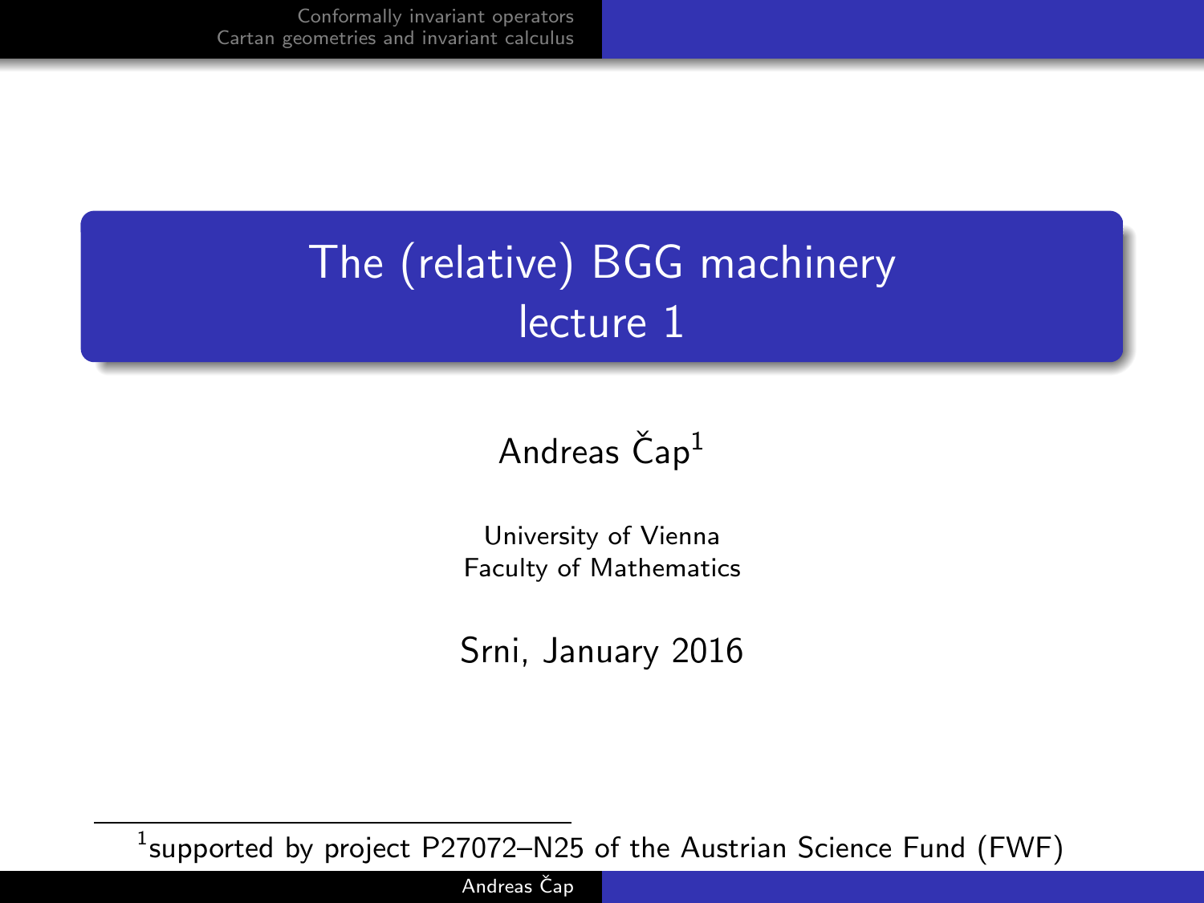# The (relative) BGG machinery
## lecture 1

Andreas Čap[1]

University of Vienna
Faculty of Mathematics

Srni, January 2016

[1] supported by project P27072–N25 of the Austrian Science Fund (FWF)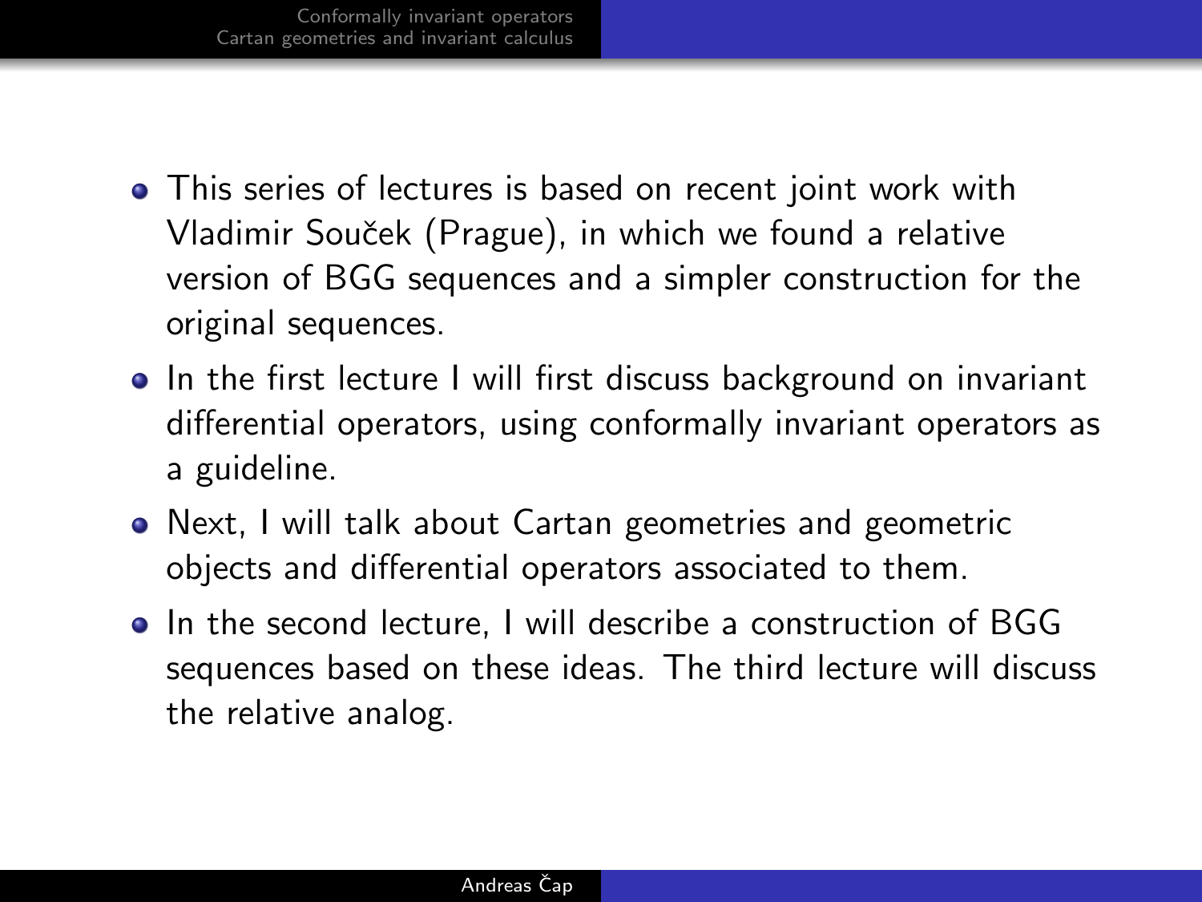- This series of lectures is based on recent joint work with Vladimir Souček (Prague), in which we found a relative version of BGG sequences and a simpler construction for the original sequences.
- In the first lecture I will first discuss background on invariant differential operators, using conformally invariant operators as a guideline.
- Next, I will talk about Cartan geometries and geometric objects and differential operators associated to them.
- In the second lecture, I will describe a construction of BGG sequences based on these ideas. The third lecture will discuss the relative analog.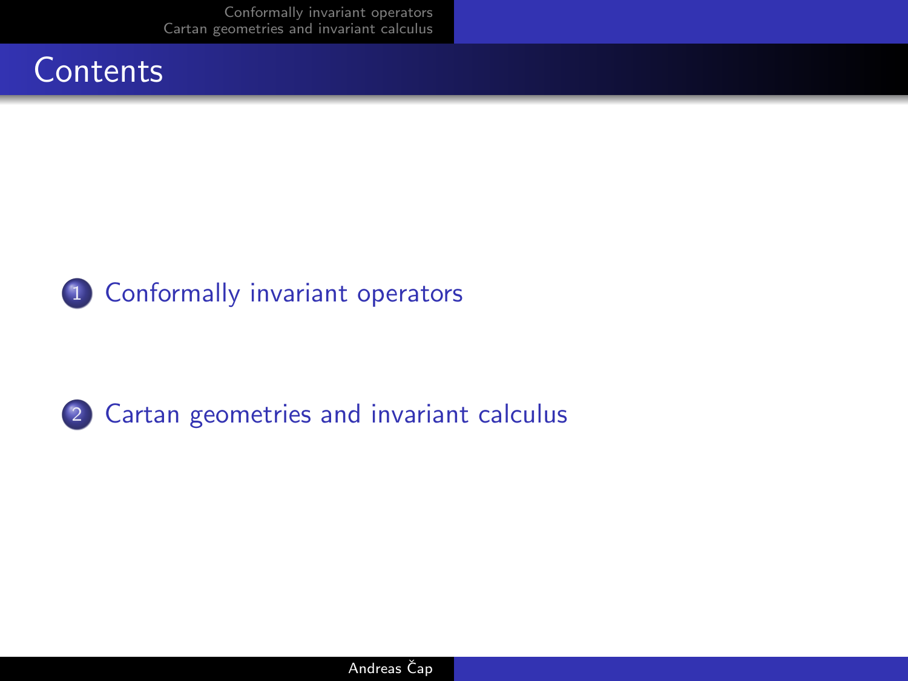# Contents

1. Conformally invariant operators

2. Cartan geometries and invariant calculus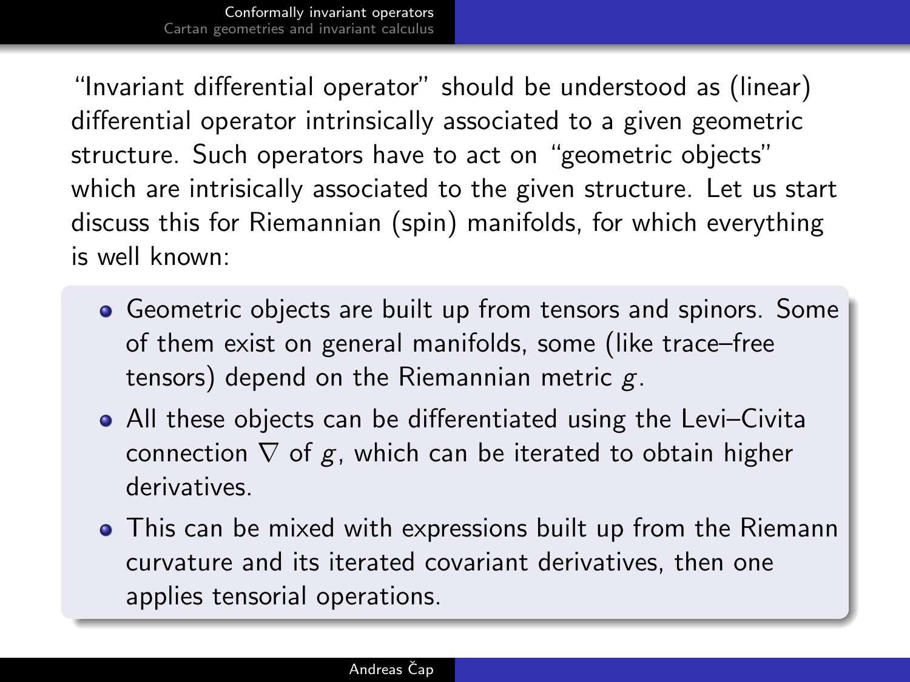"Invariant differential operator" should be understood as (linear) differential operator intrinsically associated to a given geometric structure. Such operators have to act on "geometric objects" which are intrisically associated to the given structure. Let us start discuss this for Riemannian (spin) manifolds, for which everything is well known:

- Geometric objects are built up from tensors and spinors. Some of them exist on general manifolds, some (like trace–free tensors) depend on the Riemannian metric $g$.
- All these objects can be differentiated using the Levi–Civita connection $\nabla$ of $g$, which can be iterated to obtain higher derivatives.
- This can be mixed with expressions built up from the Riemann curvature and its iterated covariant derivatives, then one applies tensorial operations.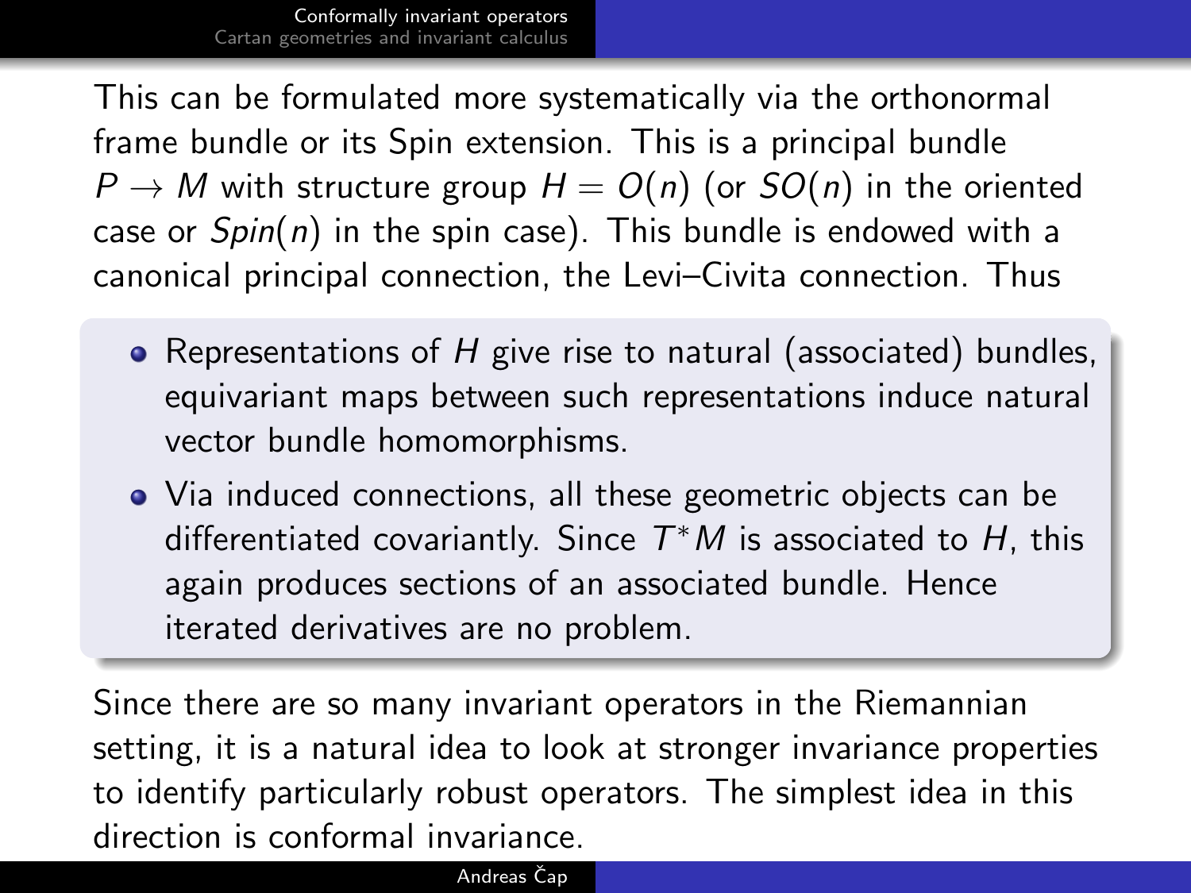This can be formulated more systematically via the orthonormal frame bundle or its Spin extension. This is a principal bundle $P \to M$ with structure group $H = O(n)$ (or $SO(n)$ in the oriented case or $Spin(n)$ in the spin case). This bundle is endowed with a canonical principal connection, the Levi–Civita connection. Thus

- Representations of $H$ give rise to natural (associated) bundles, equivariant maps between such representations induce natural vector bundle homomorphisms.
- Via induced connections, all these geometric objects can be differentiated covariantly. Since $T^*M$ is associated to $H$, this again produces sections of an associated bundle. Hence iterated derivatives are no problem.

Since there are so many invariant operators in the Riemannian setting, it is a natural idea to look at stronger invariance properties to identify particularly robust operators. The simplest idea in this direction is conformal invariance.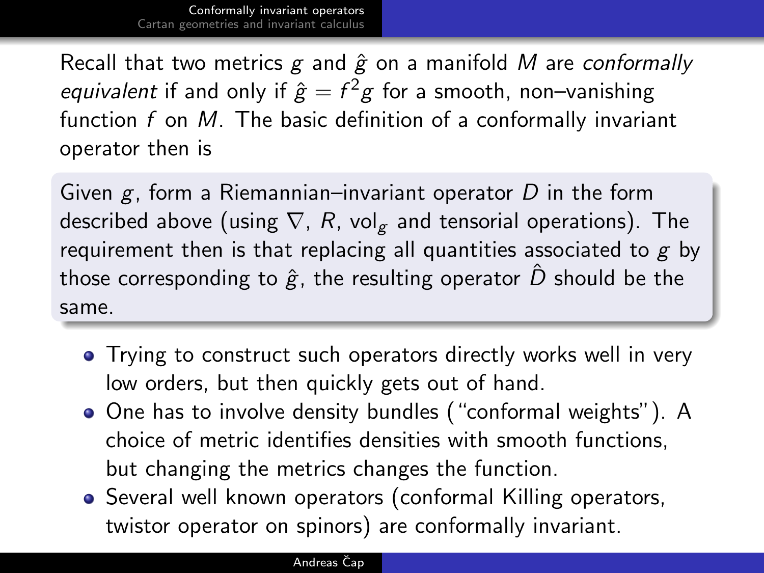Recall that two metrics $g$ and $\hat{g}$ on a manifold $M$ are *conformally equivalent* if and only if $\hat{g} = f^2 g$ for a smooth, non–vanishing function $f$ on $M$. The basic definition of a conformally invariant operator then is

> Given $g$, form a Riemannian–invariant operator $D$ in the form described above (using $\nabla$, $R$, $\mathrm{vol}_g$ and tensorial operations). The requirement then is that replacing all quantities associated to $g$ by those corresponding to $\hat{g}$, the resulting operator $\hat{D}$ should be the same.

- Trying to construct such operators directly works well in very low orders, but then quickly gets out of hand.
- One has to involve density bundles ("conformal weights"). A choice of metric identifies densities with smooth functions, but changing the metrics changes the function.
- Several well known operators (conformal Killing operators, twistor operator on spinors) are conformally invariant.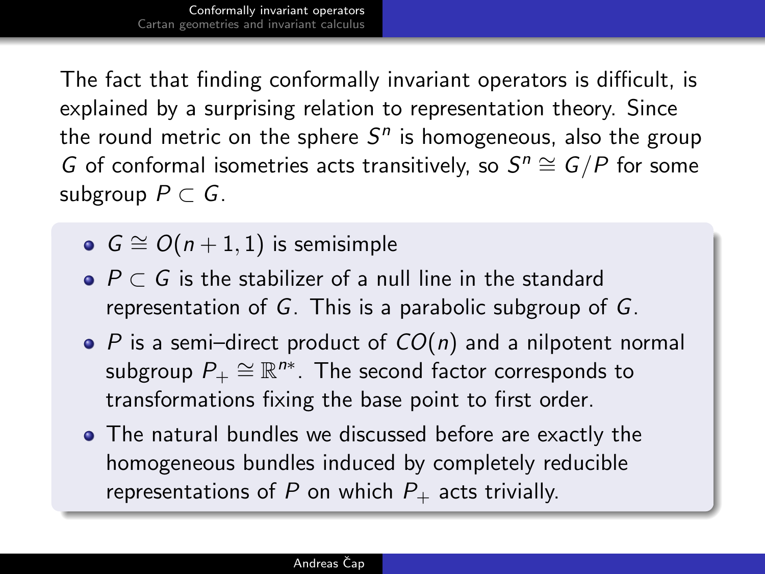The fact that finding conformally invariant operators is difficult, is explained by a surprising relation to representation theory. Since the round metric on the sphere $S^n$ is homogeneous, also the group $G$ of conformal isometries acts transitively, so $S^n \cong G/P$ for some subgroup $P \subset G$.

- $G \cong O(n+1,1)$ is semisimple
- $P \subset G$ is the stabilizer of a null line in the standard representation of $G$. This is a parabolic subgroup of $G$.
- $P$ is a semi–direct product of $CO(n)$ and a nilpotent normal subgroup $P_+ \cong \mathbb{R}^{n*}$. The second factor corresponds to transformations fixing the base point to first order.
- The natural bundles we discussed before are exactly the homogeneous bundles induced by completely reducible representations of $P$ on which $P_+$ acts trivially.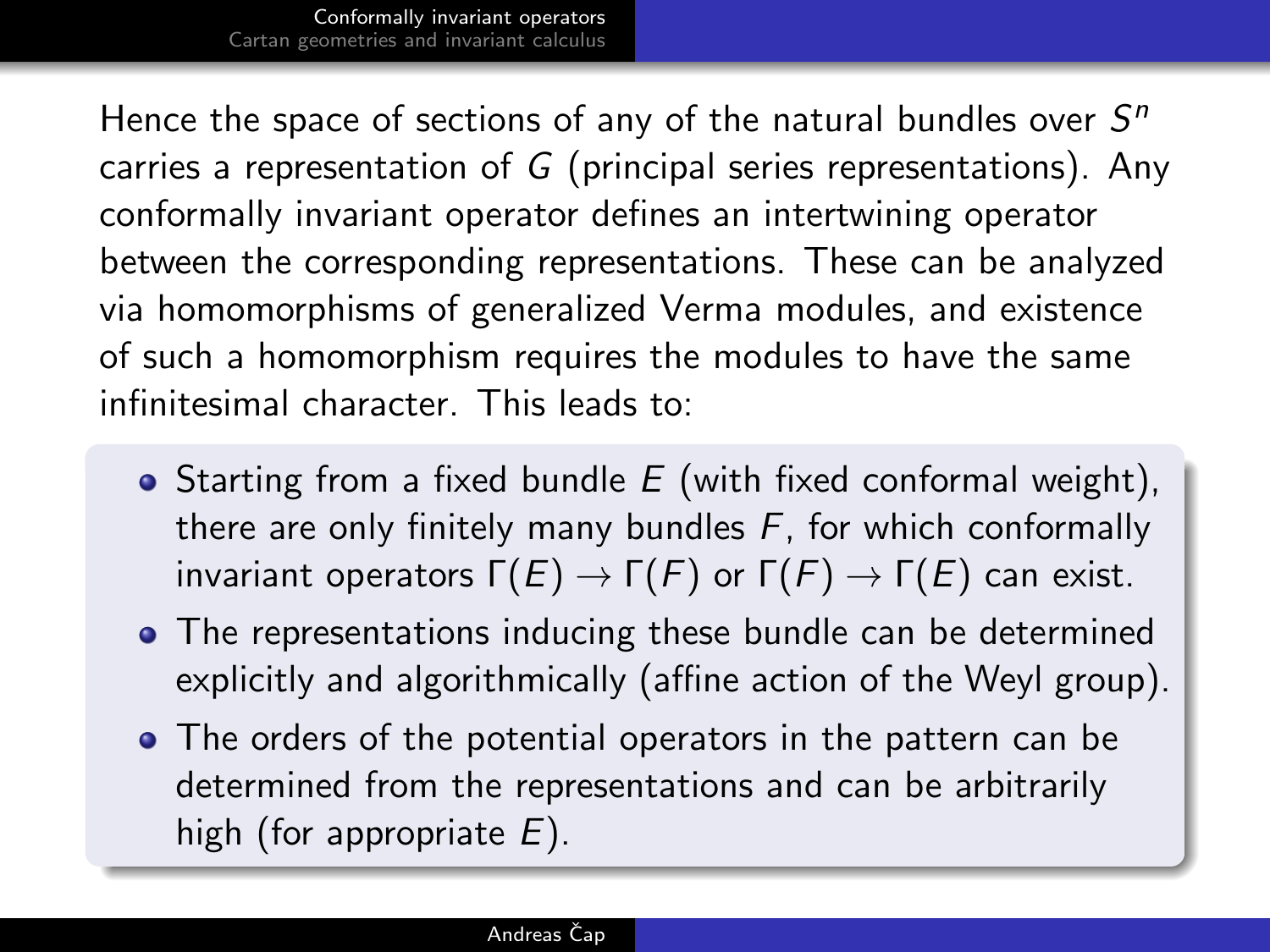Hence the space of sections of any of the natural bundles over $S^n$ carries a representation of $G$ (principal series representations). Any conformally invariant operator defines an intertwining operator between the corresponding representations. These can be analyzed via homomorphisms of generalized Verma modules, and existence of such a homomorphism requires the modules to have the same infinitesimal character. This leads to:

- Starting from a fixed bundle $E$ (with fixed conformal weight), there are only finitely many bundles $F$, for which conformally invariant operators $\Gamma(E) \to \Gamma(F)$ or $\Gamma(F) \to \Gamma(E)$ can exist.
- The representations inducing these bundle can be determined explicitly and algorithmically (affine action of the Weyl group).
- The orders of the potential operators in the pattern can be determined from the representations and can be arbitrarily high (for appropriate $E$).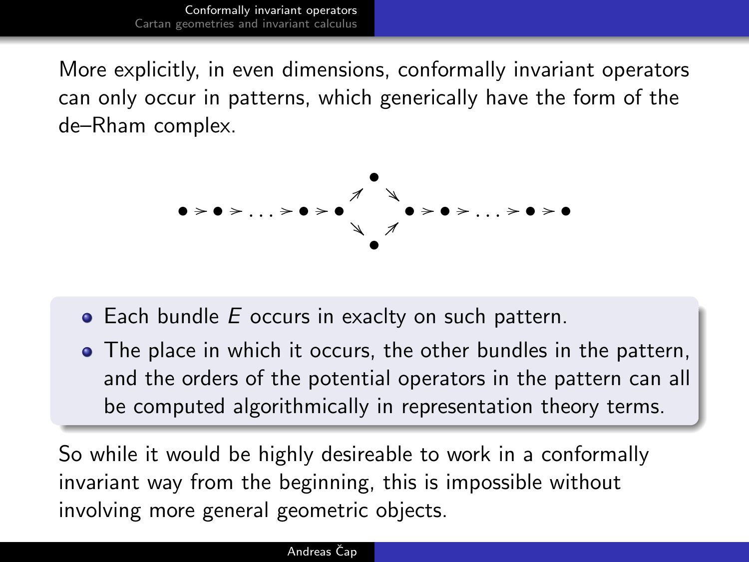More explicitly, in even dimensions, conformally invariant operators can only occur in patterns, which generically have the form of the de–Rham complex.

$$
\bullet \to \bullet \to \dots \to \bullet \to \bullet
\begin{array}{c} \nearrow \; \bullet \; \searrow \\ \\ \searrow \; \bullet \; \nearrow \end{array}
\bullet \to \bullet \to \dots \to \bullet \to \bullet
$$

- Each bundle $E$ occurs in exaclty on such pattern.
- The place in which it occurs, the other bundles in the pattern, and the orders of the potential operators in the pattern can all be computed algorithmically in representation theory terms.

So while it would be highly desireable to work in a conformally invariant way from the beginning, this is impossible without involving more general geometric objects.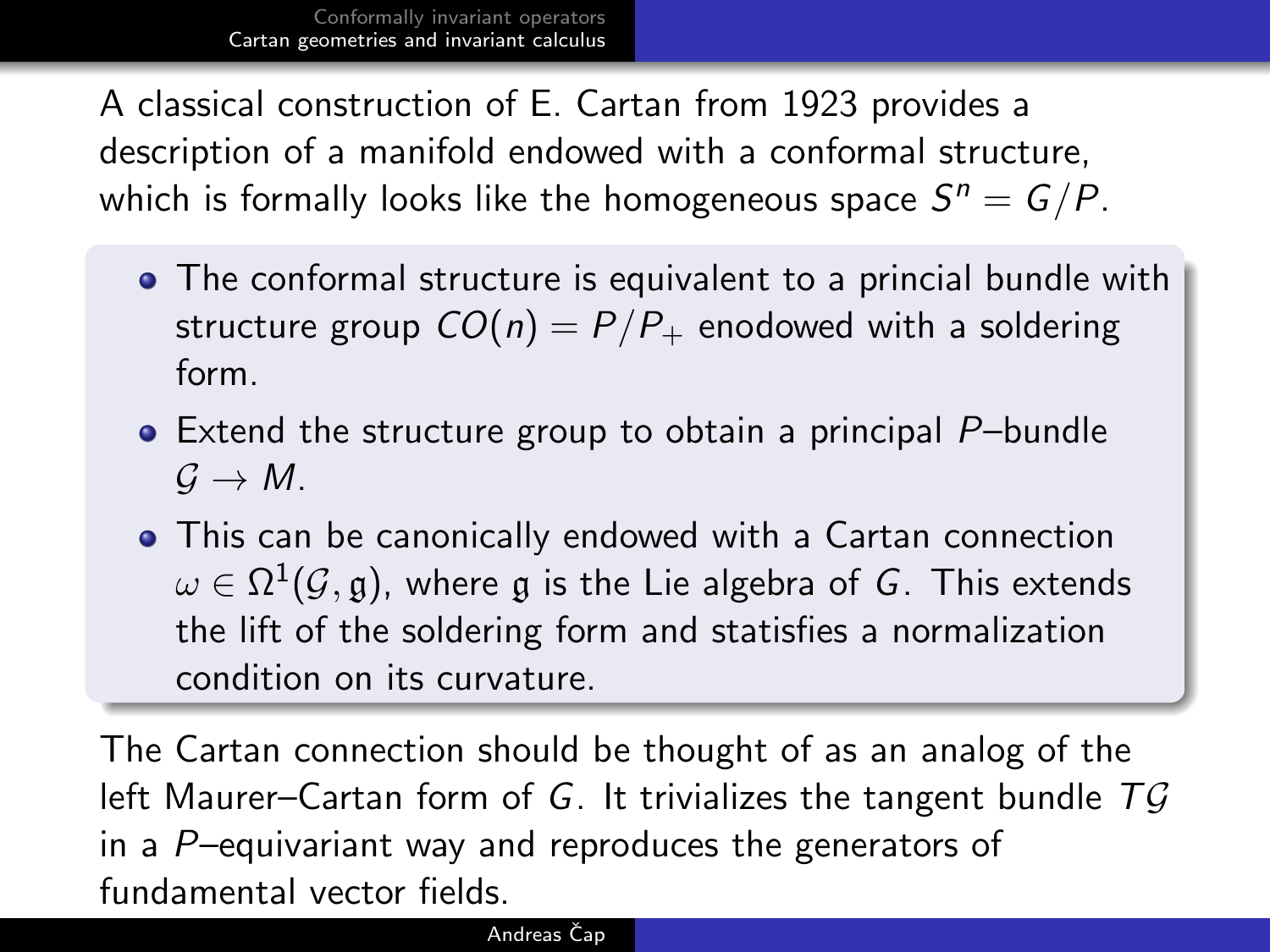A classical construction of E. Cartan from 1923 provides a description of a manifold endowed with a conformal structure, which is formally looks like the homogeneous space $S^n = G/P$.

- The conformal structure is equivalent to a princial bundle with structure group $CO(n) = P/P_+$ enodowed with a soldering form.
- Extend the structure group to obtain a principal $P$–bundle $\mathcal{G} \to M$.
- This can be canonically endowed with a Cartan connection $\omega \in \Omega^1(\mathcal{G}, \mathfrak{g})$, where $\mathfrak{g}$ is the Lie algebra of $G$. This extends the lift of the soldering form and statisfies a normalization condition on its curvature.

The Cartan connection should be thought of as an analog of the left Maurer–Cartan form of $G$. It trivializes the tangent bundle $T\mathcal{G}$ in a $P$–equivariant way and reproduces the generators of fundamental vector fields.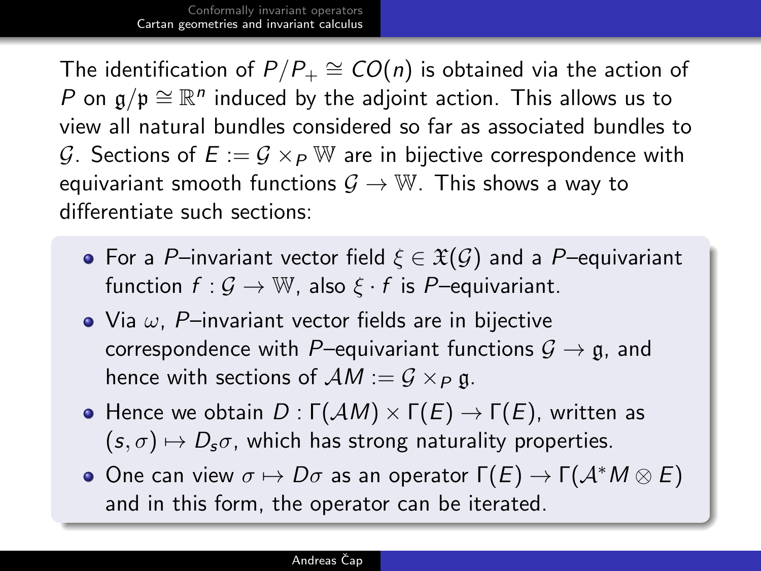The identification of $P/P_+ \cong CO(n)$ is obtained via the action of $P$ on $\mathfrak{g}/\mathfrak{p} \cong \mathbb{R}^n$ induced by the adjoint action. This allows us to view all natural bundles considered so far as associated bundles to $\mathcal{G}$. Sections of $E := \mathcal{G} \times_P \mathbb{W}$ are in bijective correspondence with equivariant smooth functions $\mathcal{G} \to \mathbb{W}$. This shows a way to differentiate such sections:

- For a $P$–invariant vector field $\xi \in \mathfrak{X}(\mathcal{G})$ and a $P$–equivariant function $f : \mathcal{G} \to \mathbb{W}$, also $\xi \cdot f$ is $P$–equivariant.
- Via $\omega$, $P$–invariant vector fields are in bijective correspondence with $P$–equivariant functions $\mathcal{G} \to \mathfrak{g}$, and hence with sections of $\mathcal{A}M := \mathcal{G} \times_P \mathfrak{g}$.
- Hence we obtain $D : \Gamma(\mathcal{A}M) \times \Gamma(E) \to \Gamma(E)$, written as $(s, \sigma) \mapsto D_s\sigma$, which has strong naturality properties.
- One can view $\sigma \mapsto D\sigma$ as an operator $\Gamma(E) \to \Gamma(\mathcal{A}^*M \otimes E)$ and in this form, the operator can be iterated.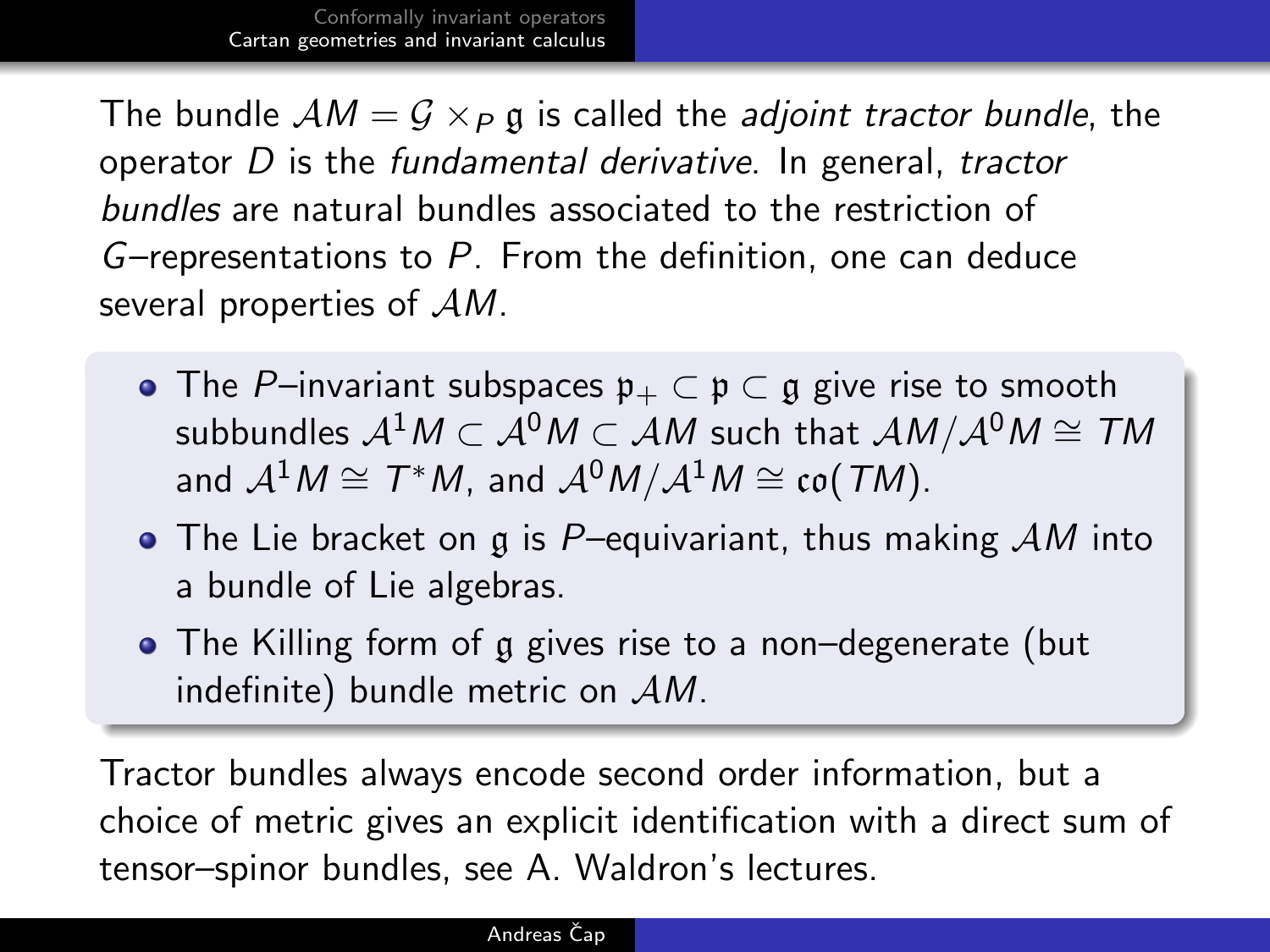The bundle $\mathcal{A}M = \mathcal{G} \times_P \mathfrak{g}$ is called the *adjoint tractor bundle*, the operator $D$ is the *fundamental derivative*. In general, *tractor bundles* are natural bundles associated to the restriction of $G$–representations to $P$. From the definition, one can deduce several properties of $\mathcal{A}M$.

- The $P$–invariant subspaces $\mathfrak{p}_+ \subset \mathfrak{p} \subset \mathfrak{g}$ give rise to smooth subbundles $\mathcal{A}^1M \subset \mathcal{A}^0M \subset \mathcal{A}M$ such that $\mathcal{A}M/\mathcal{A}^0M \cong TM$ and $\mathcal{A}^1M \cong T^*M$, and $\mathcal{A}^0M/\mathcal{A}^1M \cong \mathfrak{co}(TM)$.
- The Lie bracket on $\mathfrak{g}$ is $P$–equivariant, thus making $\mathcal{A}M$ into a bundle of Lie algebras.
- The Killing form of $\mathfrak{g}$ gives rise to a non–degenerate (but indefinite) bundle metric on $\mathcal{A}M$.

Tractor bundles always encode second order information, but a choice of metric gives an explicit identification with a direct sum of tensor–spinor bundles, see A. Waldron's lectures.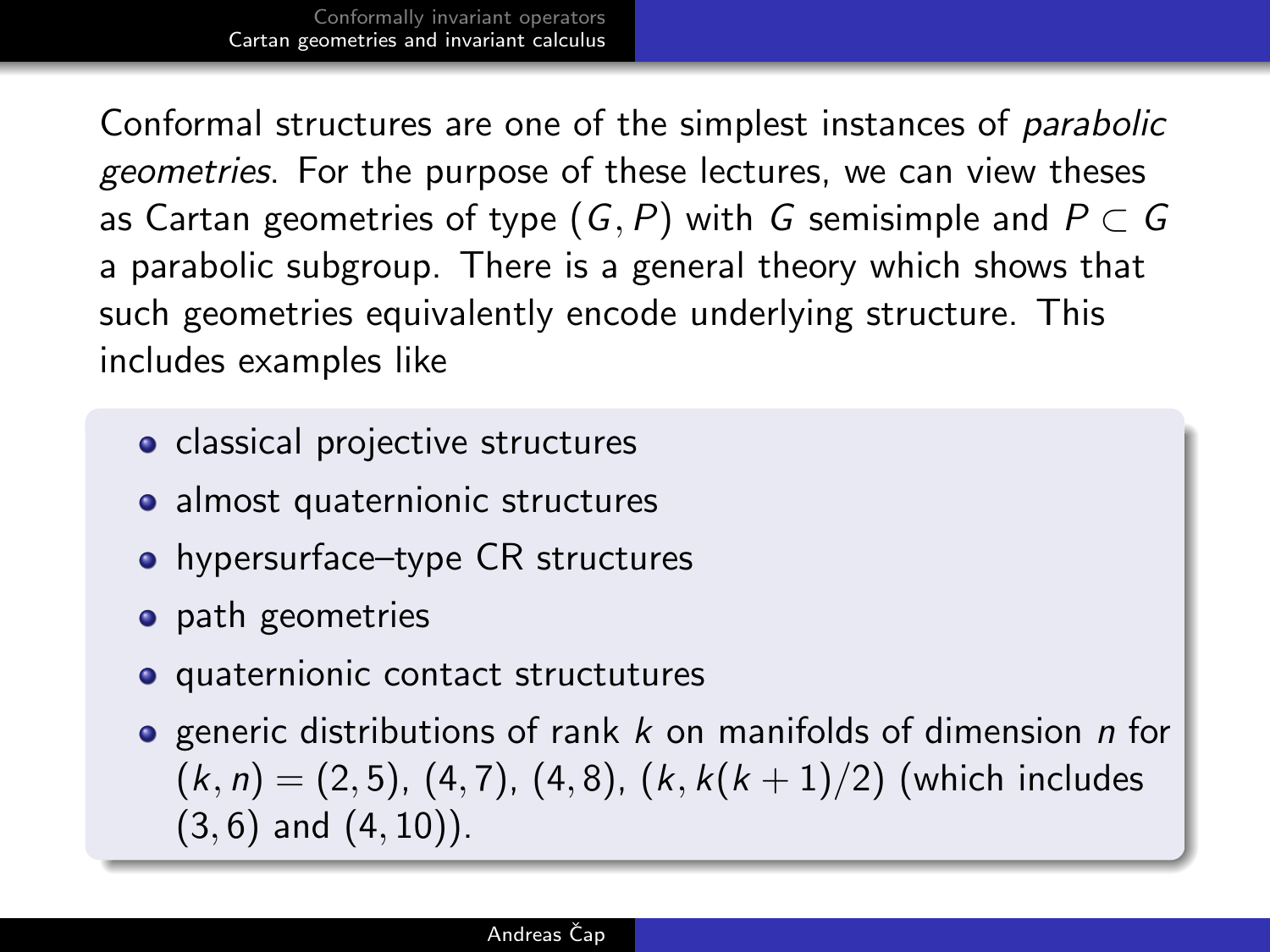Conformal structures are one of the simplest instances of *parabolic geometries*. For the purpose of these lectures, we can view theses as Cartan geometries of type $(G, P)$ with $G$ semisimple and $P \subset G$ a parabolic subgroup. There is a general theory which shows that such geometries equivalently encode underlying structure. This includes examples like

- classical projective structures
- almost quaternionic structures
- hypersurface–type CR structures
- path geometries
- quaternionic contact structutures
- generic distributions of rank $k$ on manifolds of dimension $n$ for $(k, n) = (2, 5)$, $(4, 7)$, $(4, 8)$, $(k, k(k+1)/2)$ (which includes $(3, 6)$ and $(4, 10)$).